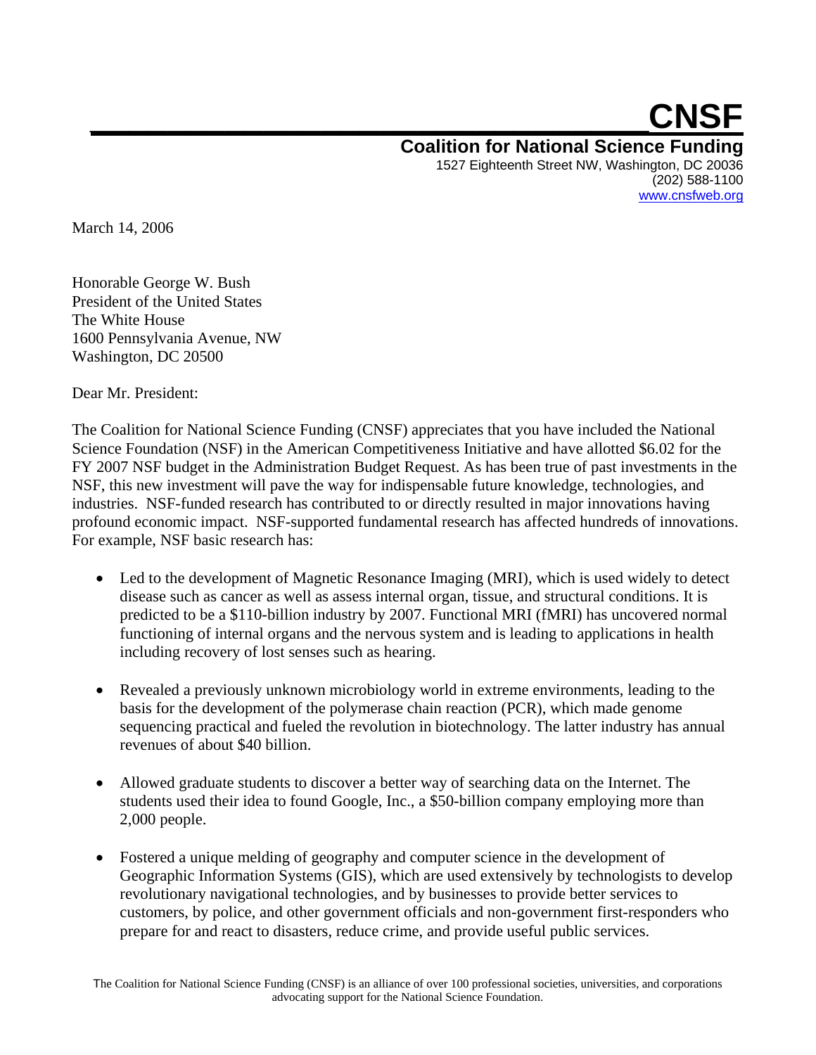# CNSF

**Coalition for National Science Funding**

1527 Eighteenth Street NW, Washington, DC 20036
(202) 588-1100
www.cnsfweb.org

March 14, 2006

Honorable George W. Bush
President of the United States
The White House
1600 Pennsylvania Avenue, NW
Washington, DC 20500

Dear Mr. President:

The Coalition for National Science Funding (CNSF) appreciates that you have included the National Science Foundation (NSF) in the American Competitiveness Initiative and have allotted $6.02 for the FY 2007 NSF budget in the Administration Budget Request. As has been true of past investments in the NSF, this new investment will pave the way for indispensable future knowledge, technologies, and industries. NSF-funded research has contributed to or directly resulted in major innovations having profound economic impact. NSF-supported fundamental research has affected hundreds of innovations. For example, NSF basic research has:

- Led to the development of Magnetic Resonance Imaging (MRI), which is used widely to detect disease such as cancer as well as assess internal organ, tissue, and structural conditions. It is predicted to be a $110-billion industry by 2007. Functional MRI (fMRI) has uncovered normal functioning of internal organs and the nervous system and is leading to applications in health including recovery of lost senses such as hearing.

- Revealed a previously unknown microbiology world in extreme environments, leading to the basis for the development of the polymerase chain reaction (PCR), which made genome sequencing practical and fueled the revolution in biotechnology. The latter industry has annual revenues of about $40 billion.

- Allowed graduate students to discover a better way of searching data on the Internet. The students used their idea to found Google, Inc., a $50-billion company employing more than 2,000 people.

- Fostered a unique melding of geography and computer science in the development of Geographic Information Systems (GIS), which are used extensively by technologists to develop revolutionary navigational technologies, and by businesses to provide better services to customers, by police, and other government officials and non-government first-responders who prepare for and react to disasters, reduce crime, and provide useful public services.

The Coalition for National Science Funding (CNSF) is an alliance of over 100 professional societies, universities, and corporations advocating support for the National Science Foundation.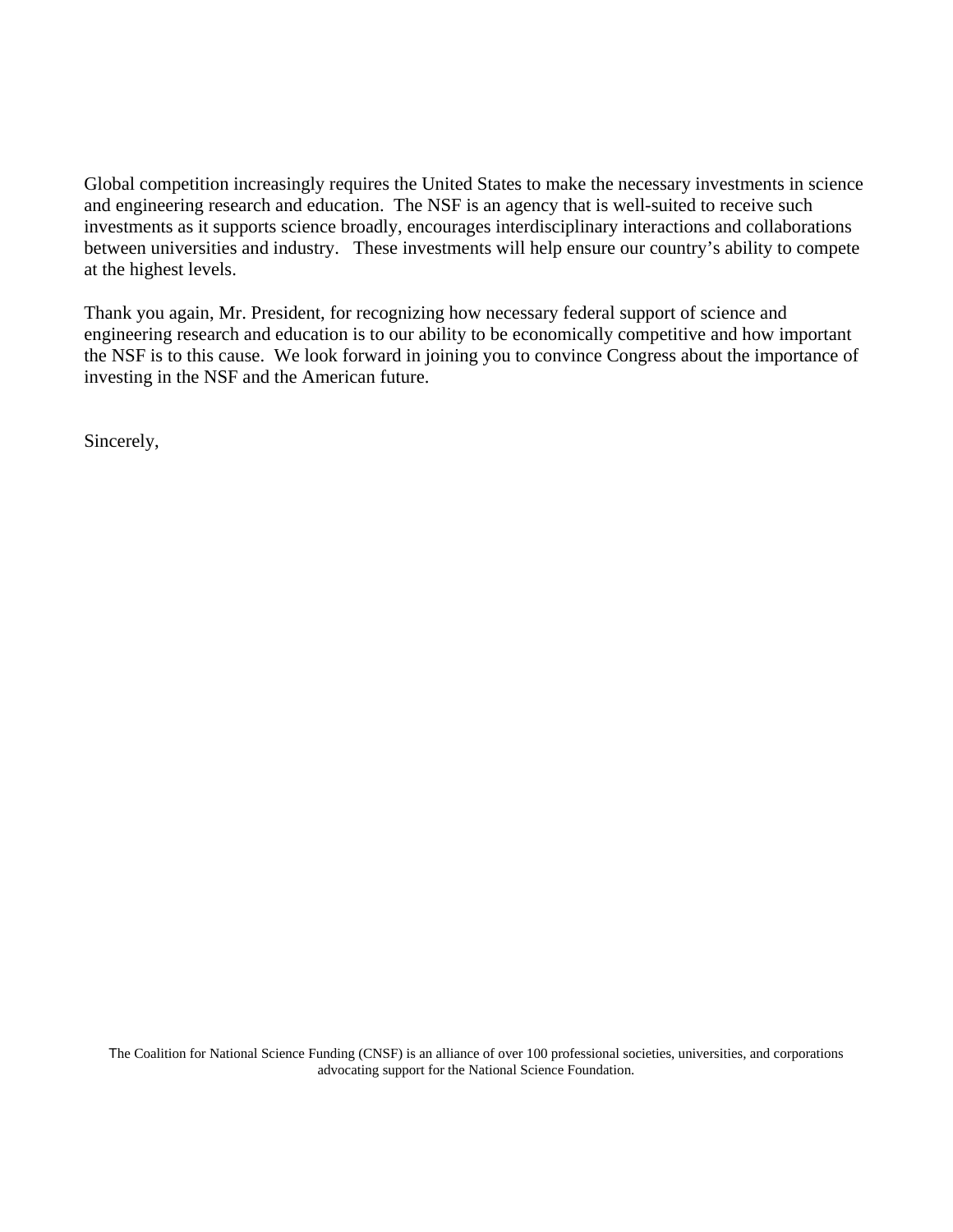Global competition increasingly requires the United States to make the necessary investments in science and engineering research and education. The NSF is an agency that is well-suited to receive such investments as it supports science broadly, encourages interdisciplinary interactions and collaborations between universities and industry. These investments will help ensure our country's ability to compete at the highest levels.

Thank you again, Mr. President, for recognizing how necessary federal support of science and engineering research and education is to our ability to be economically competitive and how important the NSF is to this cause. We look forward in joining you to convince Congress about the importance of investing in the NSF and the American future.

Sincerely,

The Coalition for National Science Funding (CNSF) is an alliance of over 100 professional societies, universities, and corporations advocating support for the National Science Foundation.